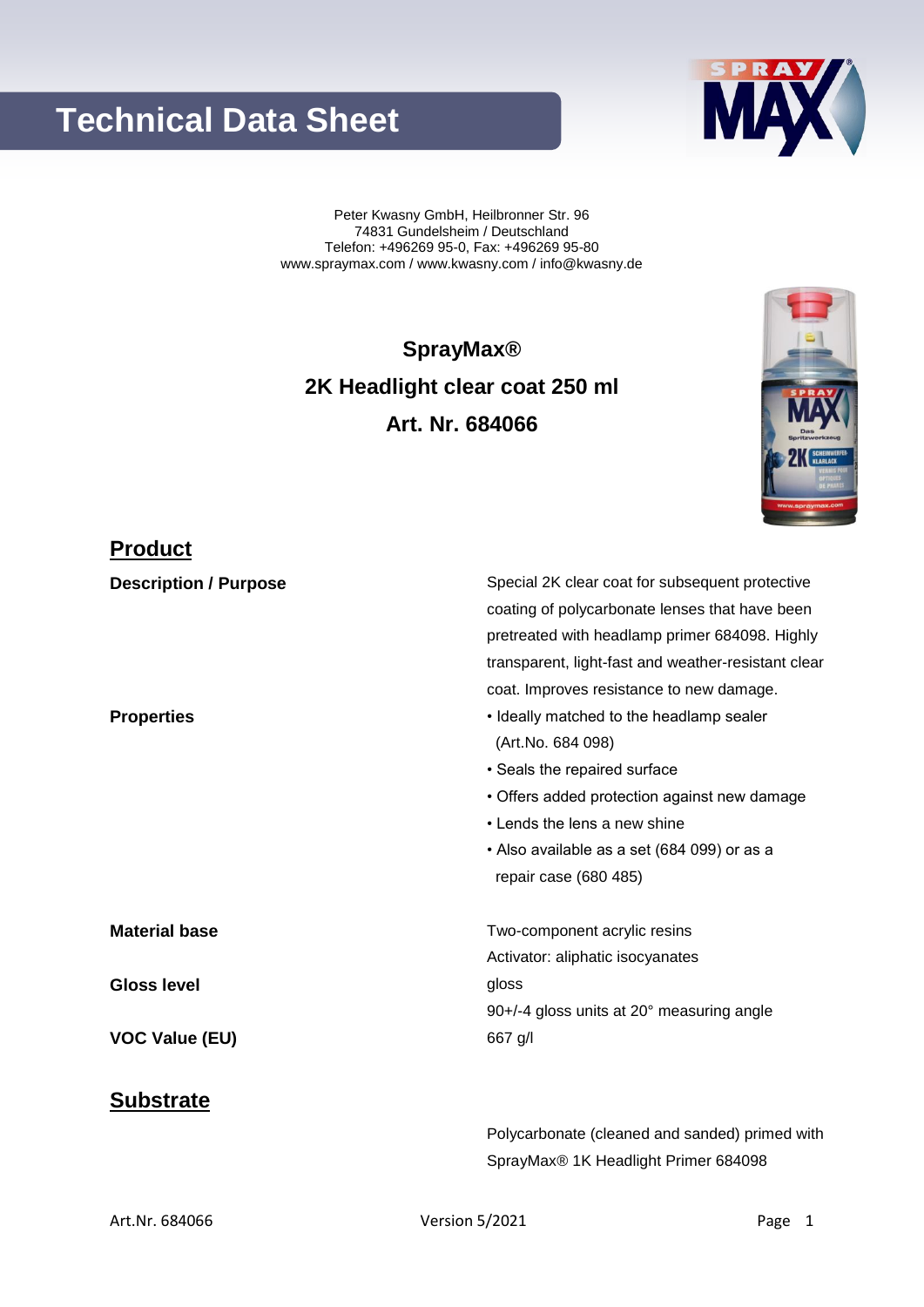# Technical Data Sheet

Peter Kwasny GmbH, Heilbronner Str. 96
74831 Gundelsheim / Deutschland
Telefon: +496269 95-0, Fax: +496269 95-80
www.spraymax.com / www.kwasny.com / info@kwasny.de

**SprayMax®**

**2K Headlight clear coat 250 ml**

**Art. Nr. 684066**

## Product

| | |
|---|---|
| **Description / Purpose** | Special 2K clear coat for subsequent protective coating of polycarbonate lenses that have been pretreated with headlamp primer 684098. Highly transparent, light-fast and weather-resistant clear coat. Improves resistance to new damage. |
| **Properties** | • Ideally matched to the headlamp sealer (Art.No. 684 098)<br>• Seals the repaired surface<br>• Offers added protection against new damage<br>• Lends the lens a new shine<br>• Also available as a set (684 099) or as a repair case (680 485) |
| **Material base** | Two-component acrylic resins<br>Activator: aliphatic isocyanates |
| **Gloss level** | gloss<br>90+/-4 gloss units at 20° measuring angle |
| **VOC Value (EU)** | 667 g/l |

## Substrate

Polycarbonate (cleaned and sanded) primed with SprayMax® 1K Headlight Primer 684098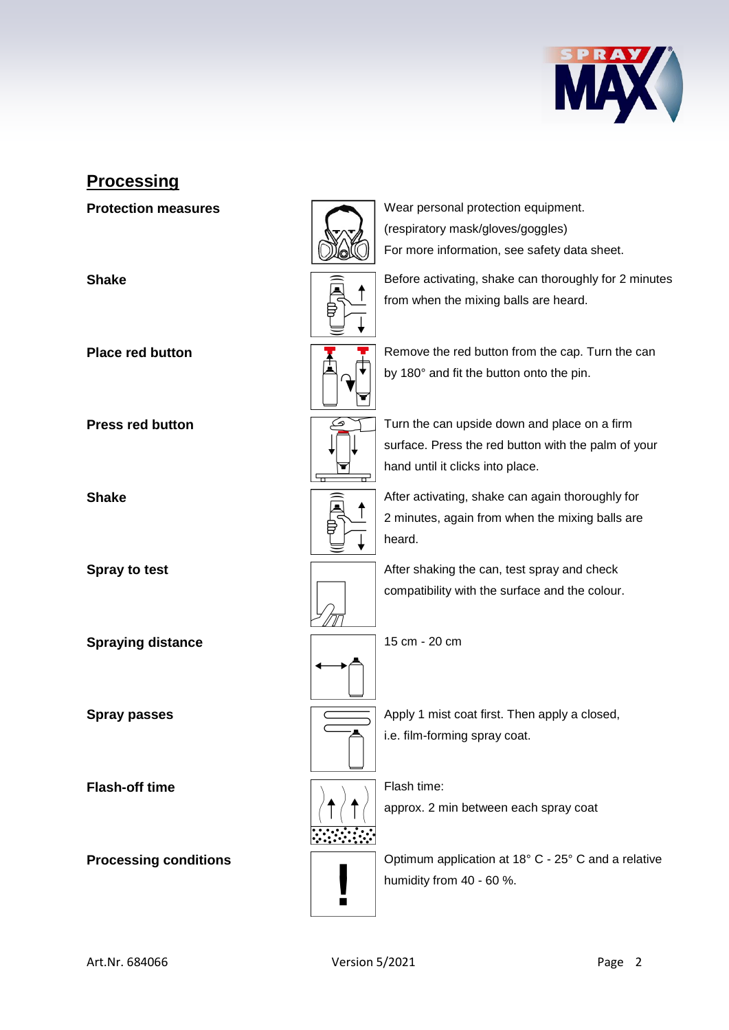## Processing

| | |
|---|---|
| **Protection measures** | Wear personal protection equipment. (respiratory mask/gloves/goggles) For more information, see safety data sheet. |
| **Shake** | Before activating, shake can thoroughly for 2 minutes from when the mixing balls are heard. |
| **Place red button** | Remove the red button from the cap. Turn the can by 180° and fit the button onto the pin. |
| **Press red button** | Turn the can upside down and place on a firm surface. Press the red button with the palm of your hand until it clicks into place. |
| **Shake** | After activating, shake can again thoroughly for 2 minutes, again from when the mixing balls are heard. |
| **Spray to test** | After shaking the can, test spray and check compatibility with the surface and the colour. |
| **Spraying distance** | 15 cm - 20 cm |
| **Spray passes** | Apply 1 mist coat first. Then apply a closed, i.e. film-forming spray coat. |
| **Flash-off time** | Flash time: approx. 2 min between each spray coat |
| **Processing conditions** | Optimum application at 18° C - 25° C and a relative humidity from 40 - 60 %. |

Art.Nr. 684066 Version 5/2021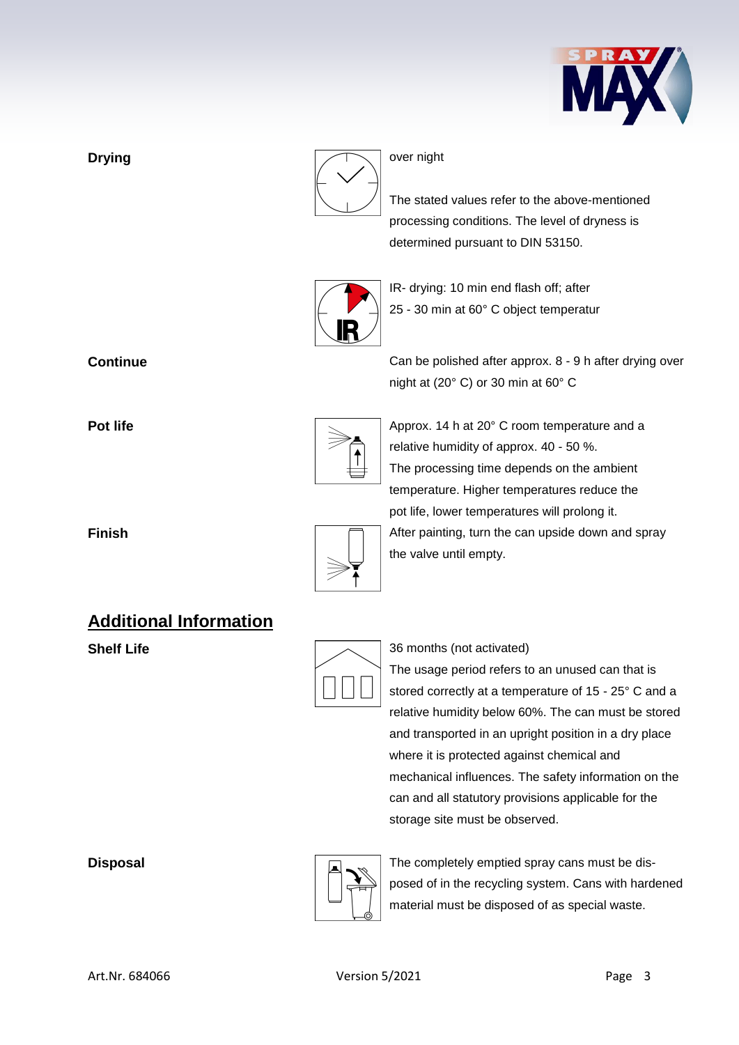**Drying**

over night

The stated values refer to the above-mentioned processing conditions. The level of dryness is determined pursuant to DIN 53150.

IR- drying: 10 min end flash off; after 25 - 30 min at 60° C object temperatur

**Continue**

Can be polished after approx. 8 - 9 h after drying over night at (20° C) or 30 min at 60° C

**Pot life**

Approx. 14 h at 20° C room temperature and a relative humidity of approx. 40 - 50 %.
The processing time depends on the ambient temperature. Higher temperatures reduce the pot life, lower temperatures will prolong it.

**Finish**

After painting, turn the can upside down and spray the valve until empty.

## Additional Information

**Shelf Life**

36 months (not activated)
The usage period refers to an unused can that is stored correctly at a temperature of 15 - 25° C and a relative humidity below 60%. The can must be stored and transported in an upright position in a dry place where it is protected against chemical and mechanical influences. The safety information on the can and all statutory provisions applicable for the storage site must be observed.

**Disposal**

The completely emptied spray cans must be disposed of in the recycling system. Cans with hardened material must be disposed of as special waste.

Art.Nr. 684066 Version 5/2021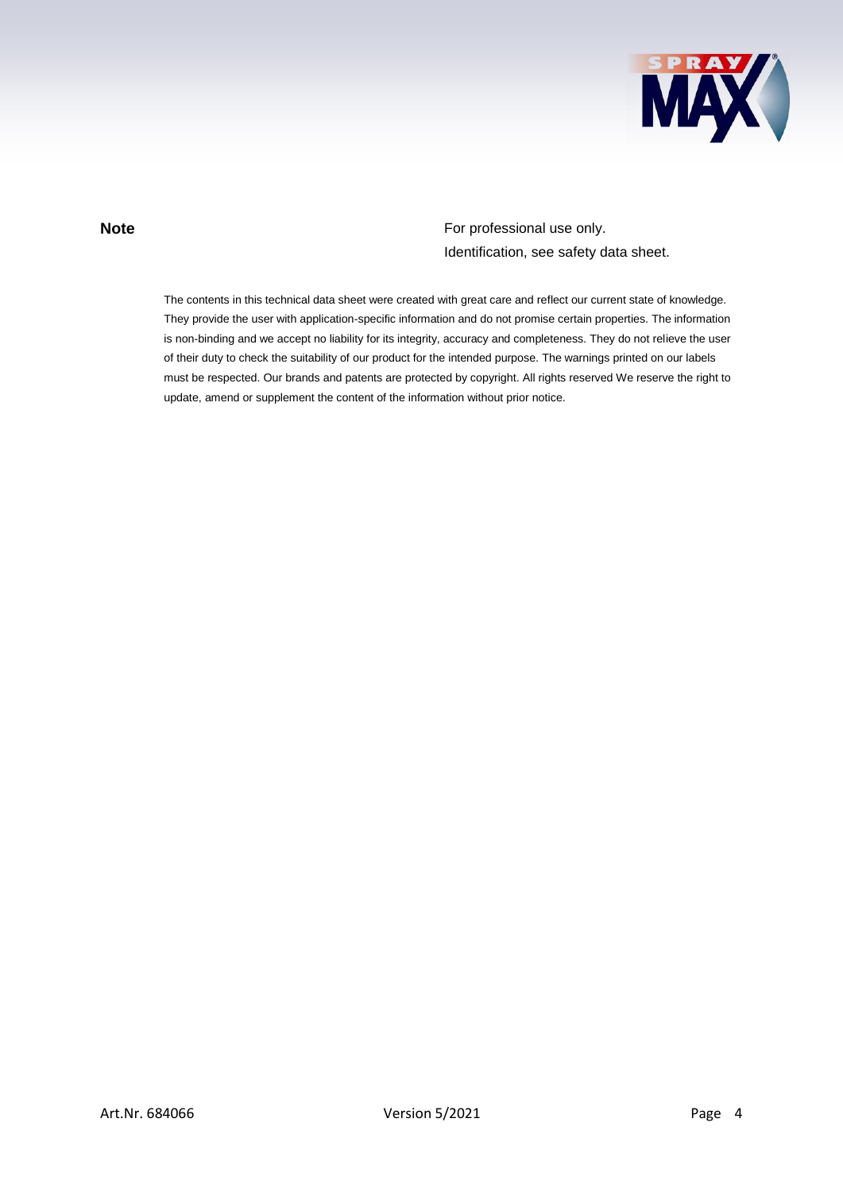**Note**

For professional use only.
Identification, see safety data sheet.

The contents in this technical data sheet were created with great care and reflect our current state of knowledge. They provide the user with application-specific information and do not promise certain properties. The information is non-binding and we accept no liability for its integrity, accuracy and completeness. They do not relieve the user of their duty to check the suitability of our product for the intended purpose. The warnings printed on our labels must be respected. Our brands and patents are protected by copyright. All rights reserved We reserve the right to update, amend or supplement the content of the information without prior notice.